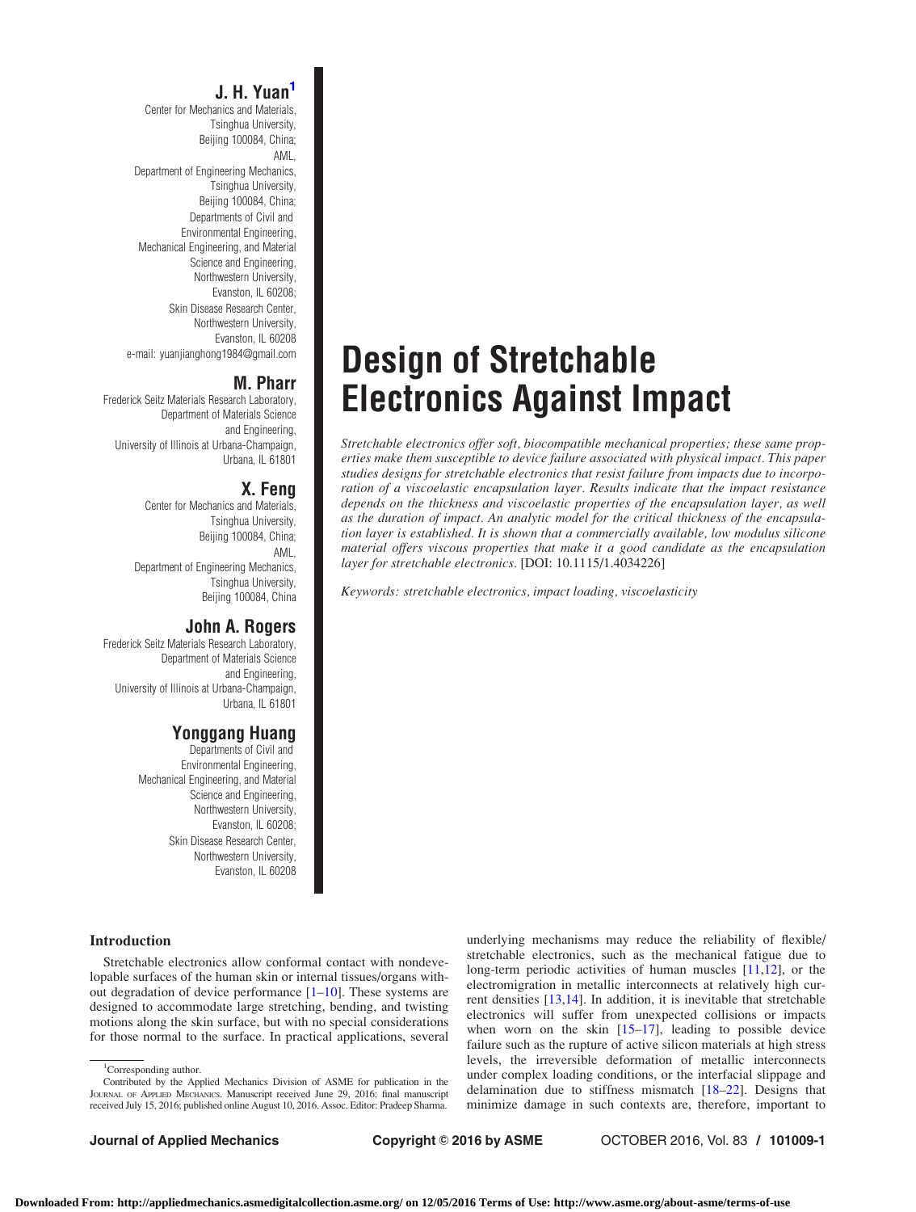# Design of Stretchable Electronics Against Impact

**J. H. Yuan**[1]
Center for Mechanics and Materials,
Tsinghua University,
Beijing 100084, China;
AML,
Department of Engineering Mechanics,
Tsinghua University,
Beijing 100084, China;
Departments of Civil and
Environmental Engineering,
Mechanical Engineering, and Material
Science and Engineering,
Northwestern University,
Evanston, IL 60208;
Skin Disease Research Center,
Northwestern University,
Evanston, IL 60208
e-mail: yuanjianghong1984@gmail.com

**M. Pharr**
Frederick Seitz Materials Research Laboratory,
Department of Materials Science
and Engineering,
University of Illinois at Urbana-Champaign,
Urbana, IL 61801

**X. Feng**
Center for Mechanics and Materials,
Tsinghua University,
Beijing 100084, China;
AML,
Department of Engineering Mechanics,
Tsinghua University,
Beijing 100084, China

**John A. Rogers**
Frederick Seitz Materials Research Laboratory,
Department of Materials Science
and Engineering,
University of Illinois at Urbana-Champaign,
Urbana, IL 61801

**Yonggang Huang**
Departments of Civil and
Environmental Engineering,
Mechanical Engineering, and Material
Science and Engineering,
Northwestern University,
Evanston, IL 60208;
Skin Disease Research Center,
Northwestern University,
Evanston, IL 60208

*Stretchable electronics offer soft, biocompatible mechanical properties; these same properties make them susceptible to device failure associated with physical impact. This paper studies designs for stretchable electronics that resist failure from impacts due to incorporation of a viscoelastic encapsulation layer. Results indicate that the impact resistance depends on the thickness and viscoelastic properties of the encapsulation layer, as well as the duration of impact. An analytic model for the critical thickness of the encapsulation layer is established. It is shown that a commercially available, low modulus silicone material offers viscous properties that make it a good candidate as the encapsulation layer for stretchable electronics.* [DOI: 10.1115/1.4034226]

*Keywords: stretchable electronics, impact loading, viscoelasticity*

## Introduction

Stretchable electronics allow conformal contact with nondevelopable surfaces of the human skin or internal tissues/organs without degradation of device performance [1–10]. These systems are designed to accommodate large stretching, bending, and twisting motions along the skin surface, but with no special considerations for those normal to the surface. In practical applications, several underlying mechanisms may reduce the reliability of flexible/stretchable electronics, such as the mechanical fatigue due to long-term periodic activities of human muscles [11,12], or the electromigration in metallic interconnects at relatively high current densities [13,14]. In addition, it is inevitable that stretchable electronics will suffer from unexpected collisions or impacts when worn on the skin [15–17], leading to possible device failure such as the rupture of active silicon materials at high stress levels, the irreversible deformation of metallic interconnects under complex loading conditions, or the interfacial slippage and delamination due to stiffness mismatch [18–22]. Designs that minimize damage in such contexts are, therefore, important to

[1]Corresponding author.

Contributed by the Applied Mechanics Division of ASME for publication in the Journal of Applied Mechanics. Manuscript received June 29, 2016; final manuscript received July 15, 2016; published online August 10, 2016. Assoc. Editor: Pradeep Sharma.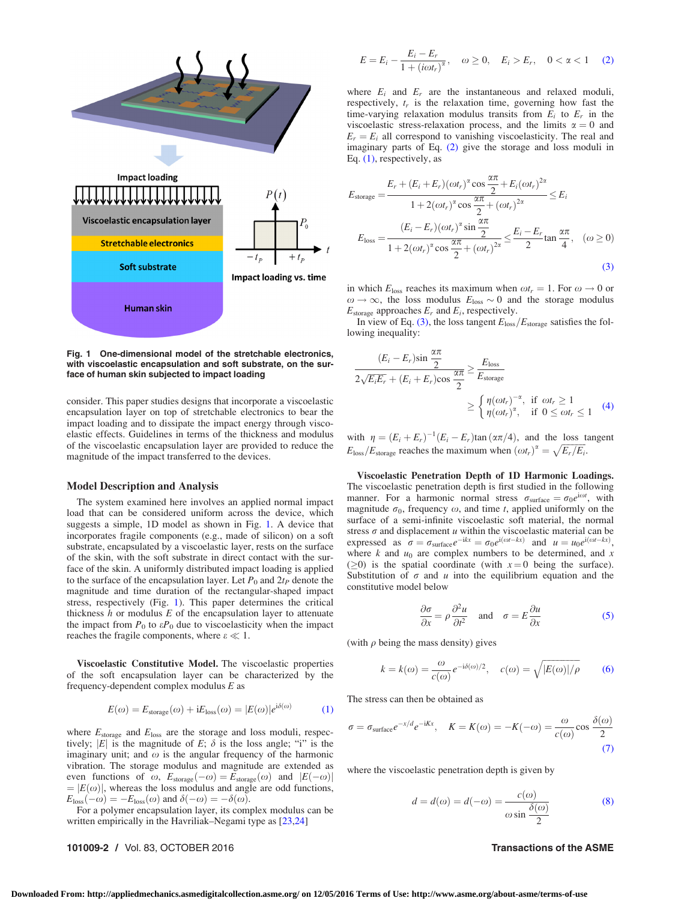Impact loading

Viscoelastic encapsulation layer

Stretchable electronics

Soft substrate

Human skin

$P(t)$

$P_0$

$-t_p$

$+t_p$

$t$

Impact loading vs. time

**Fig. 1 One-dimensional model of the stretchable electronics, with viscoelastic encapsulation and soft substrate, on the surface of human skin subjected to impact loading**

consider. This paper studies designs that incorporate a viscoelastic encapsulation layer on top of stretchable electronics to bear the impact loading and to dissipate the impact energy through viscoelastic effects. Guidelines in terms of the thickness and modulus of the viscoelastic encapsulation layer are provided to reduce the magnitude of the impact transferred to the devices.

## Model Description and Analysis

The system examined here involves an applied normal impact load that can be considered uniform across the device, which suggests a simple, 1D model as shown in Fig. 1. A device that incorporates fragile components (e.g., made of silicon) on a soft substrate, encapsulated by a viscoelastic layer, rests on the surface of the skin, with the soft substrate in direct contact with the surface of the skin. A uniformly distributed impact loading is applied to the surface of the encapsulation layer. Let $P_0$ and $2t_P$ denote the magnitude and time duration of the rectangular-shaped impact stress, respectively (Fig. 1). This paper determines the critical thickness $h$ or modulus $E$ of the encapsulation layer to attenuate the impact from $P_0$ to $\varepsilon P_0$ due to viscoelasticity when the impact reaches the fragile components, where $\varepsilon \ll 1$.

**Viscoelastic Constitutive Model.** The viscoelastic properties of the soft encapsulation layer can be characterized by the frequency-dependent complex modulus $E$ as

$$E(\omega) = E_{\text{storage}}(\omega) + \mathrm{i}E_{\text{loss}}(\omega) = |E(\omega)|e^{\mathrm{i}\delta(\omega)} \tag{1}$$

where $E_{\text{storage}}$ and $E_{\text{loss}}$ are the storage and loss moduli, respectively; $|E|$ is the magnitude of $E$; $\delta$ is the loss angle; "i" is the imaginary unit; and $\omega$ is the angular frequency of the harmonic vibration. The storage modulus and magnitude are extended as even functions of $\omega$, $E_{\text{storage}}(-\omega) = E_{\text{storage}}(\omega)$ and $|E(-\omega)| = |E(\omega)|$, whereas the loss modulus and angle are odd functions, $E_{\text{loss}}(-\omega) = -E_{\text{loss}}(\omega)$ and $\delta(-\omega) = -\delta(\omega)$.

For a polymer encapsulation layer, its complex modulus can be written empirically in the Havriliak–Negami type as [23,24]

$$E = E_i - \frac{E_i - E_r}{1 + (\mathrm{i}\omega t_r)^{\alpha}}, \quad \omega \geq 0, \quad E_i > E_r, \quad 0 < \alpha < 1 \tag{2}$$

where $E_i$ and $E_r$ are the instantaneous and relaxed moduli, respectively, $t_r$ is the relaxation time, governing how fast the time-varying relaxation modulus transits from $E_i$ to $E_r$ in the viscoelastic stress-relaxation process, and the limits $\alpha = 0$ and $E_r = E_i$ all correspond to vanishing viscoelasticity. The real and imaginary parts of Eq. (2) give the storage and loss moduli in Eq. (1), respectively, as

$$\begin{aligned} E_{\text{storage}} &= \frac{E_r + (E_i + E_r)(\omega t_r)^{\alpha}\cos\frac{\alpha\pi}{2} + E_i(\omega t_r)^{2\alpha}}{1 + 2(\omega t_r)^{\alpha}\cos\frac{\alpha\pi}{2} + (\omega t_r)^{2\alpha}} \leq E_i \\ E_{\text{loss}} &= \frac{(E_i - E_r)(\omega t_r)^{\alpha}\sin\frac{\alpha\pi}{2}}{1 + 2(\omega t_r)^{\alpha}\cos\frac{\alpha\pi}{2} + (\omega t_r)^{2\alpha}} \leq \frac{E_i - E_r}{2}\tan\frac{\alpha\pi}{4}, \quad (\omega \geq 0) \end{aligned} \tag{3}$$

in which $E_{\text{loss}}$ reaches its maximum when $\omega t_r = 1$. For $\omega \to 0$ or $\omega \to \infty$, the loss modulus $E_{\text{loss}} \sim 0$ and the storage modulus $E_{\text{storage}}$ approaches $E_r$ and $E_i$, respectively.

In view of Eq. (3), the loss tangent $E_{\text{loss}}/E_{\text{storage}}$ satisfies the following inequality:

$$\begin{aligned} \frac{(E_i - E_r)\sin\frac{\alpha\pi}{2}}{2\sqrt{E_i E_r} + (E_i + E_r)\cos\frac{\alpha\pi}{2}} &\geq \frac{E_{\text{loss}}}{E_{\text{storage}}} \\ &\geq \begin{cases} \eta(\omega t_r)^{-\alpha}, & \text{if } \omega t_r \geq 1 \\ \eta(\omega t_r)^{\alpha}, & \text{if } 0 \leq \omega t_r \leq 1 \end{cases} \end{aligned} \tag{4}$$

with $\eta = (E_i + E_r)^{-1}(E_i - E_r)\tan(\alpha\pi/4)$, and the loss tangent $E_{\text{loss}}/E_{\text{storage}}$ reaches the maximum when $(\omega t_r)^{\alpha} = \sqrt{E_r/E_i}$.

**Viscoelastic Penetration Depth of 1D Harmonic Loadings.** The viscoelastic penetration depth is first studied in the following manner. For a harmonic normal stress $\sigma_{\text{surface}} = \sigma_0 e^{\mathrm{i}\omega t}$, with magnitude $\sigma_0$, frequency $\omega$, and time $t$, applied uniformly on the surface of a semi-infinite viscoelastic soft material, the normal stress $\sigma$ and displacement $u$ within the viscoelastic material can be expressed as $\sigma = \sigma_{\text{surface}}e^{-\mathrm{i}kx} = \sigma_0 e^{\mathrm{i}(\omega t - kx)}$ and $u = u_0 e^{\mathrm{i}(\omega t - kx)}$, where $k$ and $u_0$ are complex numbers to be determined, and $x$ ($\geq 0$) is the spatial coordinate (with $x = 0$ being the surface). Substitution of $\sigma$ and $u$ into the equilibrium equation and the constitutive model below

$$\frac{\partial \sigma}{\partial x} = \rho\frac{\partial^2 u}{\partial t^2} \quad \text{and} \quad \sigma = E\frac{\partial u}{\partial x} \tag{5}$$

(with $\rho$ being the mass density) gives

$$k = k(\omega) = \frac{\omega}{c(\omega)}e^{-\mathrm{i}\delta(\omega)/2}, \quad c(\omega) = \sqrt{|E(\omega)|/\rho} \tag{6}$$

The stress can then be obtained as

$$\sigma = \sigma_{\text{surface}}e^{-x/d}e^{-\mathrm{i}Kx}, \quad K = K(\omega) = -K(-\omega) = \frac{\omega}{c(\omega)}\cos\frac{\delta(\omega)}{2} \tag{7}$$

where the viscoelastic penetration depth is given by

$$d = d(\omega) = d(-\omega) = \frac{c(\omega)}{\omega\sin\frac{\delta(\omega)}{2}} \tag{8}$$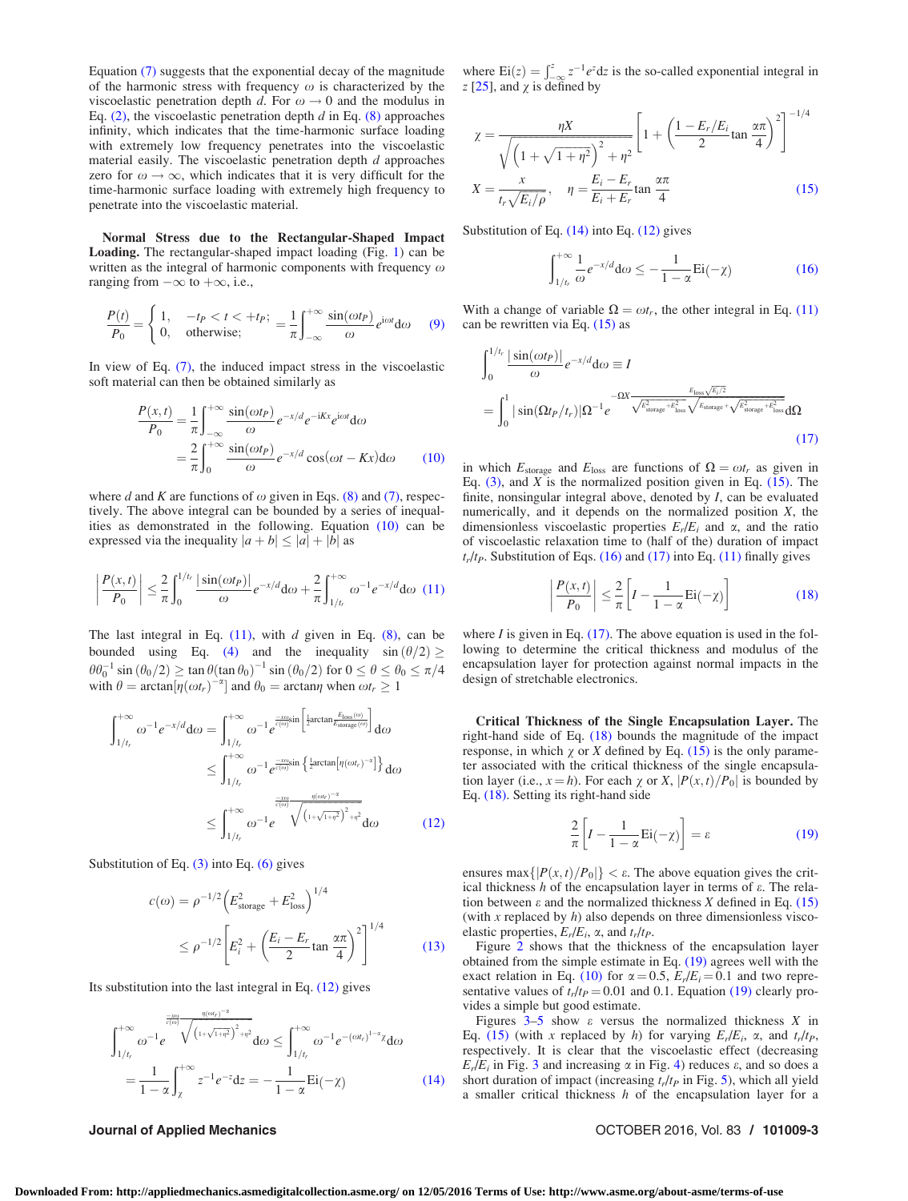Equation (7) suggests that the exponential decay of the magnitude of the harmonic stress with frequency $\omega$ is characterized by the viscoelastic penetration depth $d$. For $\omega \to 0$ and the modulus in Eq. (2), the viscoelastic penetration depth $d$ in Eq. (8) approaches infinity, which indicates that the time-harmonic surface loading with extremely low frequency penetrates into the viscoelastic material easily. The viscoelastic penetration depth $d$ approaches zero for $\omega \to \infty$, which indicates that it is very difficult for the time-harmonic surface loading with extremely high frequency to penetrate into the viscoelastic material.

**Normal Stress due to the Rectangular-Shaped Impact Loading.** The rectangular-shaped impact loading (Fig. 1) can be written as the integral of harmonic components with frequency $\omega$ ranging from $-\infty$ to $+\infty$, i.e.,

$$\frac{P(t)}{P_0} = \begin{cases} 1, & -t_P < t < +t_P; \\ 0, & \text{otherwise;} \end{cases} = \frac{1}{\pi}\int_{-\infty}^{+\infty} \frac{\sin(\omega t_P)}{\omega} e^{i\omega t} d\omega \tag{9}$$

In view of Eq. (7), the induced impact stress in the viscoelastic soft material can then be obtained similarly as

$$\begin{aligned}\frac{P(x,t)}{P_0} &= \frac{1}{\pi}\int_{-\infty}^{+\infty} \frac{\sin(\omega t_P)}{\omega} e^{-x/d} e^{-iKx} e^{i\omega t} d\omega \\ &= \frac{2}{\pi}\int_{0}^{+\infty} \frac{\sin(\omega t_P)}{\omega} e^{-x/d} \cos(\omega t - Kx) d\omega \end{aligned} \tag{10}$$

where $d$ and $K$ are functions of $\omega$ given in Eqs. (8) and (7), respectively. The above integral can be bounded by a series of inequalities as demonstrated in the following. Equation (10) can be expressed via the inequality $|a+b| \le |a| + |b|$ as

$$\left|\frac{P(x,t)}{P_0}\right| \le \frac{2}{\pi}\int_0^{1/t_r} \frac{|\sin(\omega t_P)|}{\omega} e^{-x/d} d\omega + \frac{2}{\pi}\int_{1/t_r}^{+\infty} \omega^{-1} e^{-x/d} d\omega \tag{11}$$

The last integral in Eq. (11), with $d$ given in Eq. (8), can be bounded using Eq. (4) and the inequality $\sin(\theta/2) \ge \theta\theta_0^{-1}\sin(\theta_0/2) \ge \tan\theta(\tan\theta_0)^{-1}\sin(\theta_0/2)$ for $0 \le \theta \le \theta_0 \le \pi/4$ with $\theta = \arctan[\eta(\omega t_r)^{-\alpha}]$ and $\theta_0 = \arctan\eta$ when $\omega t_r \ge 1$

$$\begin{aligned}\int_{1/t_r}^{+\infty} \omega^{-1} e^{-x/d} d\omega &= \int_{1/t_r}^{+\infty} \omega^{-1} e^{\frac{-x\omega}{c(\omega)}\sin\left[\frac{1}{2}\arctan\frac{E_{\text{loss}}(\omega)}{E_{\text{storage}}(\omega)}\right]} d\omega \\ &\le \int_{1/t_r}^{+\infty} \omega^{-1} e^{\frac{-x\omega}{c(\omega)}\sin\left\{\frac{1}{2}\arctan\left[\eta(\omega t_r)^{-\alpha}\right]\right\}} d\omega \\ &\le \int_{1/t_r}^{+\infty} \omega^{-1} e^{\frac{-x\omega}{c(\omega)}\frac{\eta(\omega t_r)^{-\alpha}}{\sqrt{\left(1+\sqrt{1+\eta^2}\right)^2+\eta^2}}} d\omega \end{aligned} \tag{12}$$

Substitution of Eq. (3) into Eq. (6) gives

$$\begin{aligned} c(\omega) &= \rho^{-1/2}\left(E_{\text{storage}}^2 + E_{\text{loss}}^2\right)^{1/4} \\ &\le \rho^{-1/2}\left[E_i^2 + \left(\frac{E_i - E_r}{2}\tan\frac{\alpha\pi}{4}\right)^2\right]^{1/4} \end{aligned} \tag{13}$$

Its substitution into the last integral in Eq. (12) gives

$$\begin{aligned}\int_{1/t_r}^{+\infty} \omega^{-1} e^{\frac{-x\omega}{c(\omega)}\frac{\eta(\omega t_r)^{-\alpha}}{\sqrt{\left(1+\sqrt{1+\eta^2}\right)^2+\eta^2}}} d\omega &\le \int_{1/t_r}^{+\infty} \omega^{-1} e^{-(\omega t_r)^{1-\alpha}\chi} d\omega \\ = \frac{1}{1-\alpha}\int_{\chi}^{+\infty} z^{-1}e^{-z} dz &= -\frac{1}{1-\alpha}\text{Ei}(-\chi) \end{aligned} \tag{14}$$

where $\text{Ei}(z) = \int_{-\infty}^{z} z^{-1}e^{z}dz$ is the so-called exponential integral in $z$ [25], and $\chi$ is defined by

$$\begin{aligned} \chi &= \frac{\eta X}{\sqrt{\left(1+\sqrt{1+\eta^2}\right)^2+\eta^2}}\left[1 + \left(\frac{1 - E_r/E_i}{2}\tan\frac{\alpha\pi}{4}\right)^2\right]^{-1/4} \\ X &= \frac{x}{t_r\sqrt{E_i/\rho}}, \quad \eta = \frac{E_i - E_r}{E_i + E_r}\tan\frac{\alpha\pi}{4} \end{aligned} \tag{15}$$

Substitution of Eq. (14) into Eq. (12) gives

$$\int_{1/t_r}^{+\infty} \frac{1}{\omega} e^{-x/d} d\omega \le -\frac{1}{1-\alpha}\text{Ei}(-\chi) \tag{16}$$

With a change of variable $\Omega = \omega t_r$, the other integral in Eq. (11) can be rewritten via Eq. (15) as

$$\begin{aligned}\int_0^{1/t_r} \frac{|\sin(\omega t_P)|}{\omega} e^{-x/d} d\omega &\equiv I \\ &= \int_0^1 |\sin(\Omega t_P/t_r)|\Omega^{-1} e^{-\Omega X \frac{E_{\text{loss}}\sqrt{E_i/2}}{\sqrt{E_{\text{storage}}^2+E_{\text{loss}}^2}\sqrt{E_{\text{storage}}+\sqrt{E_{\text{storage}}^2+E_{\text{loss}}^2}}}} d\Omega \end{aligned} \tag{17}$$

in which $E_{\text{storage}}$ and $E_{\text{loss}}$ are functions of $\Omega = \omega t_r$ as given in Eq. (3), and $X$ is the normalized position given in Eq. (15). The finite, nonsingular integral above, denoted by $I$, can be evaluated numerically, and it depends on the normalized position $X$, the dimensionless viscoelastic properties $E_r/E_i$ and $\alpha$, and the ratio of viscoelastic relaxation time to (half of the) duration of impact $t_r/t_P$. Substitution of Eqs. (16) and (17) into Eq. (11) finally gives

$$\left|\frac{P(x,t)}{P_0}\right| \le \frac{2}{\pi}\left[I - \frac{1}{1-\alpha}\text{Ei}(-\chi)\right] \tag{18}$$

where $I$ is given in Eq. (17). The above equation is used in the following to determine the critical thickness and modulus of the encapsulation layer for protection against normal impacts in the design of stretchable electronics.

**Critical Thickness of the Single Encapsulation Layer.** The right-hand side of Eq. (18) bounds the magnitude of the impact response, in which $\chi$ or $X$ defined by Eq. (15) is the only parameter associated with the critical thickness of the single encapsulation layer (i.e., $x = h$). For each $\chi$ or $X$, $|P(x,t)/P_0|$ is bounded by Eq. (18). Setting its right-hand side

$$\frac{2}{\pi}\left[I - \frac{1}{1-\alpha}\text{Ei}(-\chi)\right] = \varepsilon \tag{19}$$

ensures $\max\{|P(x,t)/P_0|\} < \varepsilon$. The above equation gives the critical thickness $h$ of the encapsulation layer in terms of $\varepsilon$. The relation between $\varepsilon$ and the normalized thickness $X$ defined in Eq. (15) (with $x$ replaced by $h$) also depends on three dimensionless viscoelastic properties, $E_r/E_i$, $\alpha$, and $t_r/t_P$.

Figure 2 shows that the thickness of the encapsulation layer obtained from the simple estimate in Eq. (19) agrees well with the exact relation in Eq. (10) for $\alpha = 0.5$, $E_r/E_i = 0.1$ and two representative values of $t_r/t_P = 0.01$ and 0.1. Equation (19) clearly provides a simple but good estimate.

Figures 3–5 show $\varepsilon$ versus the normalized thickness $X$ in Eq. (15) (with $x$ replaced by $h$) for varying $E_r/E_i$, $\alpha$, and $t_r/t_P$, respectively. It is clear that the viscoelastic effect (decreasing $E_r/E_i$ in Fig. 3 and increasing $\alpha$ in Fig. 4) reduces $\varepsilon$, and so does a short duration of impact (increasing $t_r/t_P$ in Fig. 5), which all yield a smaller critical thickness $h$ of the encapsulation layer for a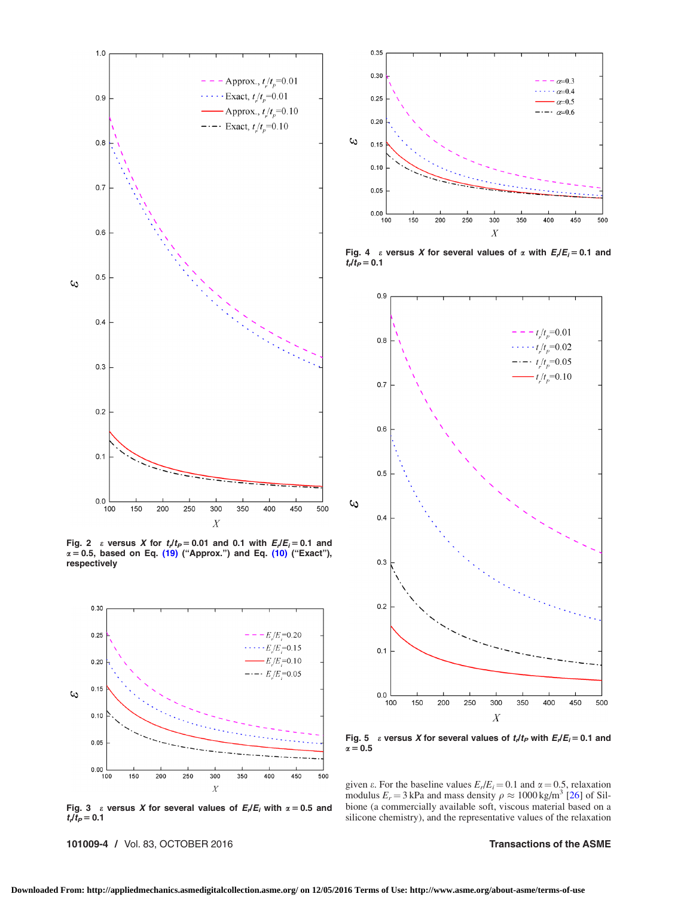1.0

0.9

0.8

0.7

0.6

0.5

0.4

0.3

0.2

0.1

0.0

100 150 200 250 300 350 400 450 500

$\varepsilon$

$X$

Approx., $t_r/t_p$=0.01

Exact, $t_r/t_p$=0.01

Approx., $t_r/t_p$=0.10

Exact, $t_r/t_p$=0.10

**Fig. 2** $\varepsilon$ **versus** $X$ **for** $t_r/t_P = 0.01$ **and 0.1 with** $E_r/E_i = 0.1$ **and** $\alpha = 0.5$**, based on Eq. (19) ("Approx.") and Eq. (10) ("Exact"), respectively**

0.30

0.25

0.20

0.15

0.10

0.05

0.00

100 150 200 250 300 350 400 450 500

$\varepsilon$

$X$

$E_r/E_i$=0.20

$E_r/E_i$=0.15

$E_r/E_i$=0.10

$E_r/E_i$=0.05

**Fig. 3** $\varepsilon$ **versus** $X$ **for several values of** $E_r/E_i$ **with** $\alpha = 0.5$ **and** $t_r/t_P = 0.1$

0.35

0.30

0.25

0.20

0.15

0.10

0.05

0.00

100 150 200 250 300 350 400 450 500

$\varepsilon$

$X$

$\alpha$=0.3

$\alpha$=0.4

$\alpha$=0.5

$\alpha$=0.6

**Fig. 4** $\varepsilon$ **versus** $X$ **for several values of** $\alpha$ **with** $E_r/E_i = 0.1$ **and** $t_r/t_P = 0.1$

0.9

0.8

0.7

0.6

0.5

0.4

0.3

0.2

0.1

0.0

100 150 200 250 300 350 400 450 500

$\varepsilon$

$X$

$t_r/t_p$=0.01

$t_r/t_p$=0.02

$t_r/t_p$=0.05

$t_r/t_p$=0.10

**Fig. 5** $\varepsilon$ **versus** $X$ **for several values of** $t_r/t_P$ **with** $E_r/E_i = 0.1$ **and** $\alpha = 0.5$

given $\varepsilon$. For the baseline values $E_r/E_i = 0.1$ and $\alpha = 0.5$, relaxation modulus $E_r = 3\,\text{kPa}$ and mass density $\rho \approx 1000\,\text{kg/m}^3$ [26] of Silbione (a commercially available soft, viscous material based on a silicone chemistry), and the representative values of the relaxation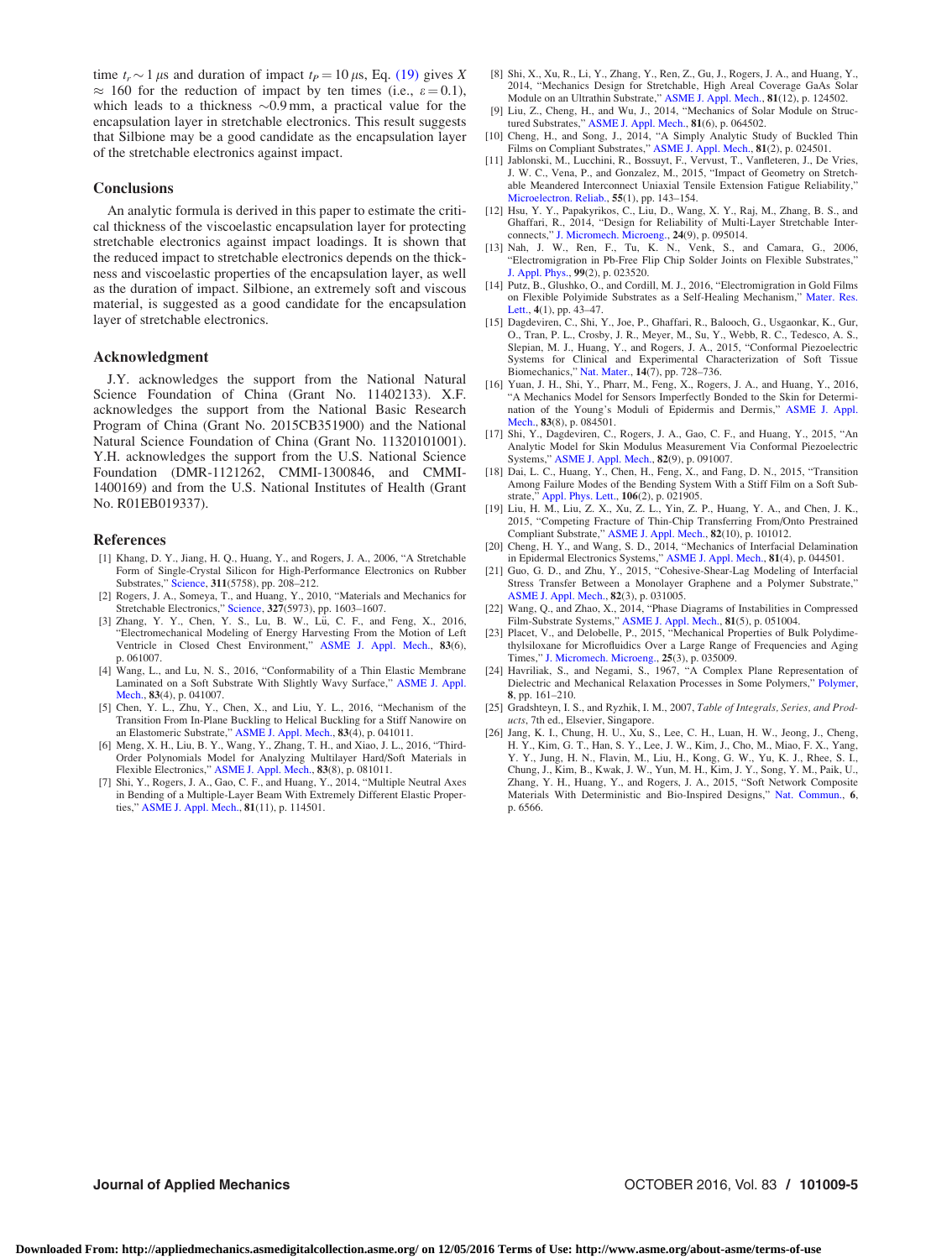time $t_r \sim 1\,\mu$s and duration of impact $t_P = 10\,\mu$s, Eq. (19) gives $X \approx 160$ for the reduction of impact by ten times (i.e., $\varepsilon = 0.1$), which leads to a thickness $\sim$0.9 mm, a practical value for the encapsulation layer in stretchable electronics. This result suggests that Silbione may be a good candidate as the encapsulation layer of the stretchable electronics against impact.

## Conclusions

An analytic formula is derived in this paper to estimate the critical thickness of the viscoelastic encapsulation layer for protecting stretchable electronics against impact loadings. It is shown that the reduced impact to stretchable electronics depends on the thickness and viscoelastic properties of the encapsulation layer, as well as the duration of impact. Silbione, an extremely soft and viscous material, is suggested as a good candidate for the encapsulation layer of stretchable electronics.

## Acknowledgment

J.Y. acknowledges the support from the National Natural Science Foundation of China (Grant No. 11402133). X.F. acknowledges the support from the National Basic Research Program of China (Grant No. 2015CB351900) and the National Natural Science Foundation of China (Grant No. 11320101001). Y.H. acknowledges the support from the U.S. National Science Foundation (DMR-1121262, CMMI-1300846, and CMMI-1400169) and from the U.S. National Institutes of Health (Grant No. R01EB019337).

## References

[1] Khang, D. Y., Jiang, H. Q., Huang, Y., and Rogers, J. A., 2006, "A Stretchable Form of Single-Crystal Silicon for High-Performance Electronics on Rubber Substrates," Science, **311**(5758), pp. 208–212.

[2] Rogers, J. A., Someya, T., and Huang, Y., 2010, "Materials and Mechanics for Stretchable Electronics," Science, **327**(5973), pp. 1603–1607.

[3] Zhang, Y. Y., Chen, Y. S., Lu, B. W., Lü, C. F., and Feng, X., 2016, "Electromechanical Modeling of Energy Harvesting From the Motion of Left Ventricle in Closed Chest Environment," ASME J. Appl. Mech., **83**(6), p. 061007.

[4] Wang, L., and Lu, N. S., 2016, "Conformability of a Thin Elastic Membrane Laminated on a Soft Substrate With Slightly Wavy Surface," ASME J. Appl. Mech., **83**(4), p. 041007.

[5] Chen, Y. L., Zhu, Y., Chen, X., and Liu, Y. L., 2016, "Mechanism of the Transition From In-Plane Buckling to Helical Buckling for a Stiff Nanowire on an Elastomeric Substrate," ASME J. Appl. Mech., **83**(4), p. 041011.

[6] Meng, X. H., Liu, B. Y., Wang, Y., Zhang, T. H., and Xiao, J. L., 2016, "Third-Order Polynomials Model for Analyzing Multilayer Hard/Soft Materials in Flexible Electronics," ASME J. Appl. Mech., **83**(8), p. 081011.

[7] Shi, Y., Rogers, J. A., Gao, C. F., and Huang, Y., 2014, "Multiple Neutral Axes in Bending of a Multiple-Layer Beam With Extremely Different Elastic Properties," ASME J. Appl. Mech., **81**(11), p. 114501.

[8] Shi, X., Xu, R., Li, Y., Zhang, Y., Ren, Z., Gu, J., Rogers, J. A., and Huang, Y., 2014, "Mechanics Design for Stretchable, High Areal Coverage GaAs Solar Module on an Ultrathin Substrate," ASME J. Appl. Mech., **81**(12), p. 124502.

[9] Liu, Z., Cheng, H., and Wu, J., 2014, "Mechanics of Solar Module on Structured Substrates," ASME J. Appl. Mech., **81**(6), p. 064502.

[10] Cheng, H., and Song, J., 2014, "A Simply Analytic Study of Buckled Thin Films on Compliant Substrates," ASME J. Appl. Mech., **81**(2), p. 024501.

[11] Jablonski, M., Lucchini, R., Bossuyt, F., Vervust, T., Vanfleteren, J., De Vries, J. W. C., Vena, P., and Gonzalez, M., 2015, "Impact of Geometry on Stretchable Meandered Interconnect Uniaxial Tensile Extension Fatigue Reliability," Microelectron. Reliab., **55**(1), pp. 143–154.

[12] Hsu, Y. Y., Papakyrikos, C., Liu, D., Wang, X. Y., Raj, M., Zhang, B. S., and Ghaffari, R., 2014, "Design for Reliability of Multi-Layer Stretchable Interconnects," J. Micromech. Microeng., **24**(9), p. 095014.

[13] Nah, J. W., Ren, F., Tu, K. N., Venk, S., and Camara, G., 2006, "Electromigration in Pb-Free Flip Chip Solder Joints on Flexible Substrates," J. Appl. Phys., **99**(2), p. 023520.

[14] Putz, B., Glushko, O., and Cordill, M. J., 2016, "Electromigration in Gold Films on Flexible Polyimide Substrates as a Self-Healing Mechanism," Mater. Res. Lett., **4**(1), pp. 43–47.

[15] Dagdeviren, C., Shi, Y., Joe, P., Ghaffari, R., Balooch, G., Usgaonkar, K., Gur, O., Tran, P. L., Crosby, J. R., Meyer, M., Su, Y., Webb, R. C., Tedesco, A. S., Slepian, M. J., Huang, Y., and Rogers, J. A., 2015, "Conformal Piezoelectric Systems for Clinical and Experimental Characterization of Soft Tissue Biomechanics," Nat. Mater., **14**(7), pp. 728–736.

[16] Yuan, J. H., Shi, Y., Pharr, M., Feng, X., Rogers, J. A., and Huang, Y., 2016, "A Mechanics Model for Sensors Imperfectly Bonded to the Skin for Determination of the Young's Moduli of Epidermis and Dermis," ASME J. Appl. Mech., **83**(8), p. 084501.

[17] Shi, Y., Dagdeviren, C., Rogers, J. A., Gao, C. F., and Huang, Y., 2015, "An Analytic Model for Skin Modulus Measurement Via Conformal Piezoelectric Systems," ASME J. Appl. Mech., **82**(9), p. 091007.

[18] Dai, L. C., Huang, Y., Chen, H., Feng, X., and Fang, D. N., 2015, "Transition Among Failure Modes of the Bending System With a Stiff Film on a Soft Substrate," Appl. Phys. Lett., **106**(2), p. 021905.

[19] Liu, H. M., Liu, Z. X., Xu, Z. L., Yin, Z. P., Huang, Y. A., and Chen, J. K., 2015, "Competing Fracture of Thin-Chip Transferring From/Onto Prestrained Compliant Substrate," ASME J. Appl. Mech., **82**(10), p. 101012.

[20] Cheng, H. Y., and Wang, S. D., 2014, "Mechanics of Interfacial Delamination in Epidermal Electronics Systems," ASME J. Appl. Mech., **81**(4), p. 044501.

[21] Guo, G. D., and Zhu, Y., 2015, "Cohesive-Shear-Lag Modeling of Interfacial Stress Transfer Between a Monolayer Graphene and a Polymer Substrate," ASME J. Appl. Mech., **82**(3), p. 031005.

[22] Wang, Q., and Zhao, X., 2014, "Phase Diagrams of Instabilities in Compressed Film-Substrate Systems," ASME J. Appl. Mech., **81**(5), p. 051004.

[23] Placet, V., and Delobelle, P., 2015, "Mechanical Properties of Bulk Polydimethylsiloxane for Microfluidics Over a Large Range of Frequencies and Aging Times," J. Micromech. Microeng., **25**(3), p. 035009.

[24] Havriliak, S., and Negami, S., 1967, "A Complex Plane Representation of Dielectric and Mechanical Relaxation Processes in Some Polymers," Polymer, **8**, pp. 161–210.

[25] Gradshteyn, I. S., and Ryzhik, I. M., 2007, *Table of Integrals, Series, and Products*, 7th ed., Elsevier, Singapore.

[26] Jang, K. I., Chung, H. U., Xu, S., Lee, C. H., Luan, H. W., Jeong, J., Cheng, H. Y., Kim, G. T., Han, S. Y., Lee, J. W., Kim, J., Cho, M., Miao, F. X., Yang, Y. Y., Jung, H. N., Flavin, M., Liu, H., Kong, G. W., Yu, K. J., Rhee, S. I., Chung, J., Kim, B., Kwak, J. W., Yun, M. H., Kim, J. Y., Song, Y. M., Paik, U., Zhang, Y. H., Huang, Y., and Rogers, J. A., 2015, "Soft Network Composite Materials With Deterministic and Bio-Inspired Designs," Nat. Commun., **6**, p. 6566.